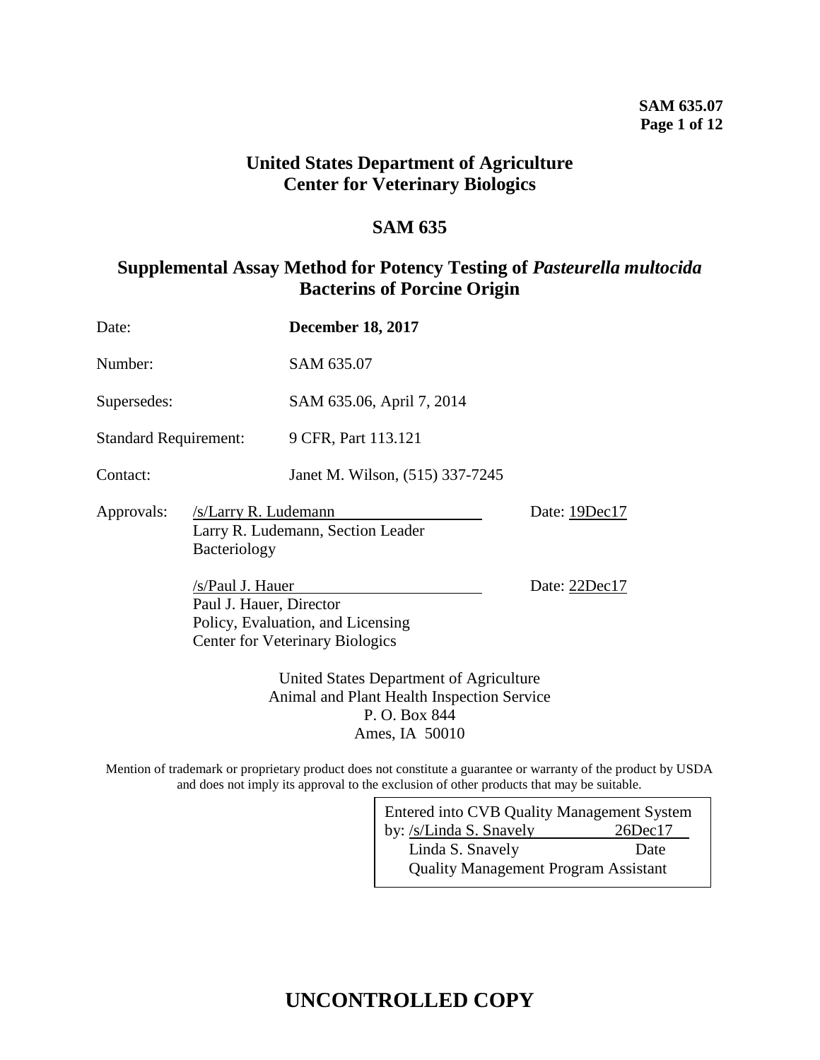# United States Department of Agriculture
# Center for Veterinary Biologics

## SAM 635

## Supplemental Assay Method for Potency Testing of *Pasteurella multocida* Bacterins of Porcine Origin

| | |
|---|---|
| Date: | **December 18, 2017** |
| Number: | SAM 635.07 |
| Supersedes: | SAM 635.06, April 7, 2014 |
| Standard Requirement: | 9 CFR, Part 113.121 |
| Contact: | Janet M. Wilson, (515) 337-7245 |

Approvals: /s/Larry R. Ludemann Date: 19Dec17
Larry R. Ludemann, Section Leader
Bacteriology

/s/Paul J. Hauer Date: 22Dec17
Paul J. Hauer, Director
Policy, Evaluation, and Licensing
Center for Veterinary Biologics

United States Department of Agriculture
Animal and Plant Health Inspection Service
P. O. Box 844
Ames, IA 50010

Mention of trademark or proprietary product does not constitute a guarantee or warranty of the product by USDA and does not imply its approval to the exclusion of other products that may be suitable.

Entered into CVB Quality Management System
by: /s/Linda S. Snavely 26Dec17
Linda S. Snavely Date
Quality Management Program Assistant

**UNCONTROLLED COPY**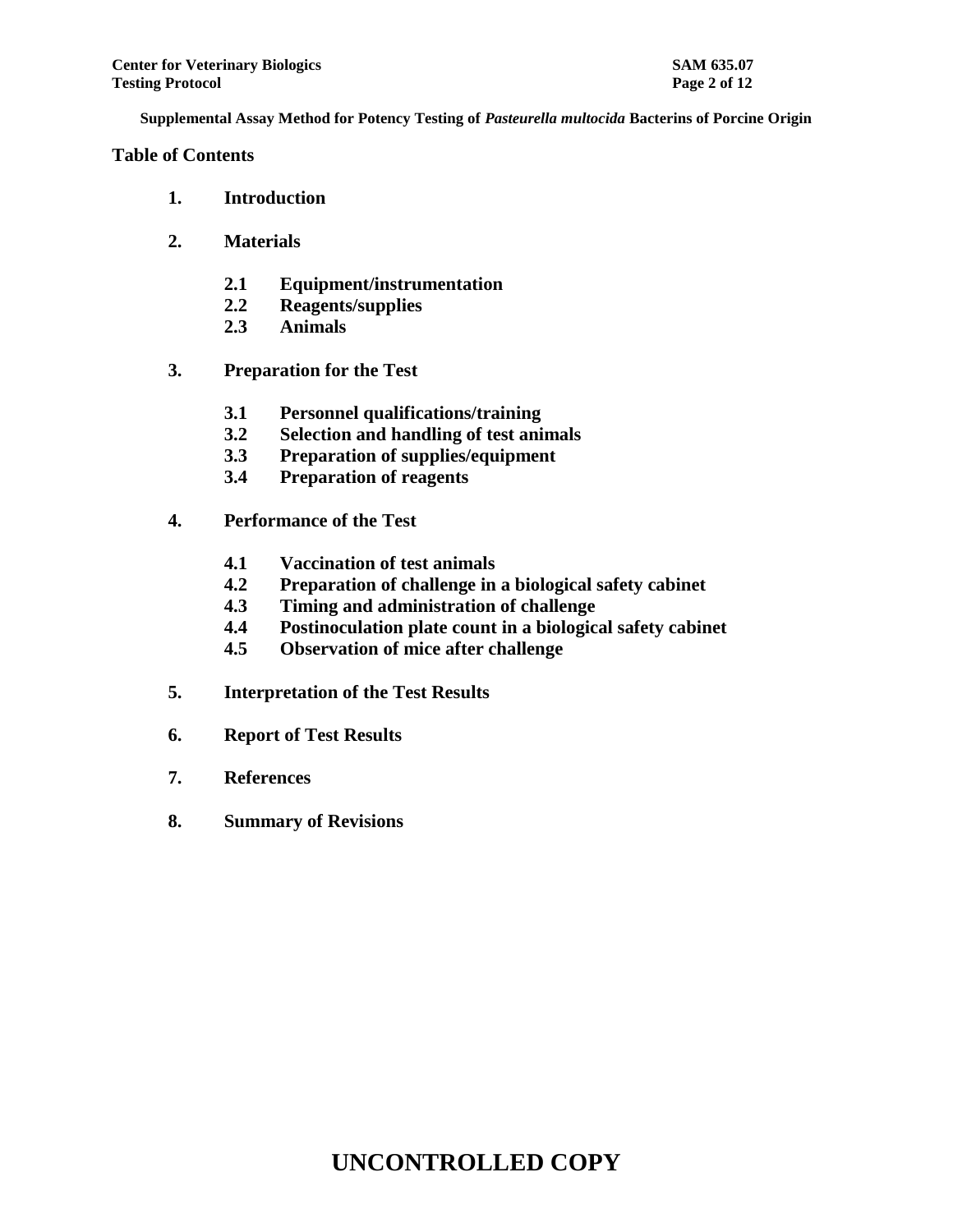**Supplemental Assay Method for Potency Testing of *Pasteurella multocida* Bacterins of Porcine Origin**

## Table of Contents

1. **Introduction**
2. **Materials**
   - **2.1 Equipment/instrumentation**
   - **2.2 Reagents/supplies**
   - **2.3 Animals**
3. **Preparation for the Test**
   - **3.1 Personnel qualifications/training**
   - **3.2 Selection and handling of test animals**
   - **3.3 Preparation of supplies/equipment**
   - **3.4 Preparation of reagents**
4. **Performance of the Test**
   - **4.1 Vaccination of test animals**
   - **4.2 Preparation of challenge in a biological safety cabinet**
   - **4.3 Timing and administration of challenge**
   - **4.4 Postinoculation plate count in a biological safety cabinet**
   - **4.5 Observation of mice after challenge**
5. **Interpretation of the Test Results**
6. **Report of Test Results**
7. **References**
8. **Summary of Revisions**

**UNCONTROLLED COPY**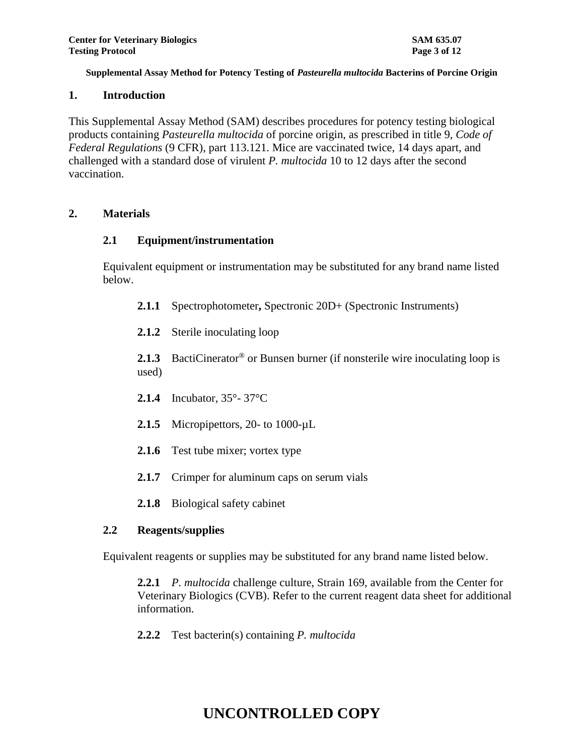**Supplemental Assay Method for Potency Testing of *Pasteurella multocida* Bacterins of Porcine Origin**

## 1. Introduction

This Supplemental Assay Method (SAM) describes procedures for potency testing biological products containing *Pasteurella multocida* of porcine origin, as prescribed in title 9, *Code of Federal Regulations* (9 CFR), part 113.121. Mice are vaccinated twice, 14 days apart, and challenged with a standard dose of virulent *P. multocida* 10 to 12 days after the second vaccination.

## 2. Materials

### 2.1 Equipment/instrumentation

Equivalent equipment or instrumentation may be substituted for any brand name listed below.

**2.1.1** Spectrophotometer**,** Spectronic 20D+ (Spectronic Instruments)

**2.1.2** Sterile inoculating loop

**2.1.3** BactiCinerator® or Bunsen burner (if nonsterile wire inoculating loop is used)

**2.1.4** Incubator, 35°- 37°C

**2.1.5** Micropipettors, 20- to 1000-µL

**2.1.6** Test tube mixer; vortex type

**2.1.7** Crimper for aluminum caps on serum vials

**2.1.8** Biological safety cabinet

### 2.2 Reagents/supplies

Equivalent reagents or supplies may be substituted for any brand name listed below.

**2.2.1** *P. multocida* challenge culture, Strain 169, available from the Center for Veterinary Biologics (CVB). Refer to the current reagent data sheet for additional information.

**2.2.2** Test bacterin(s) containing *P. multocida*

**UNCONTROLLED COPY**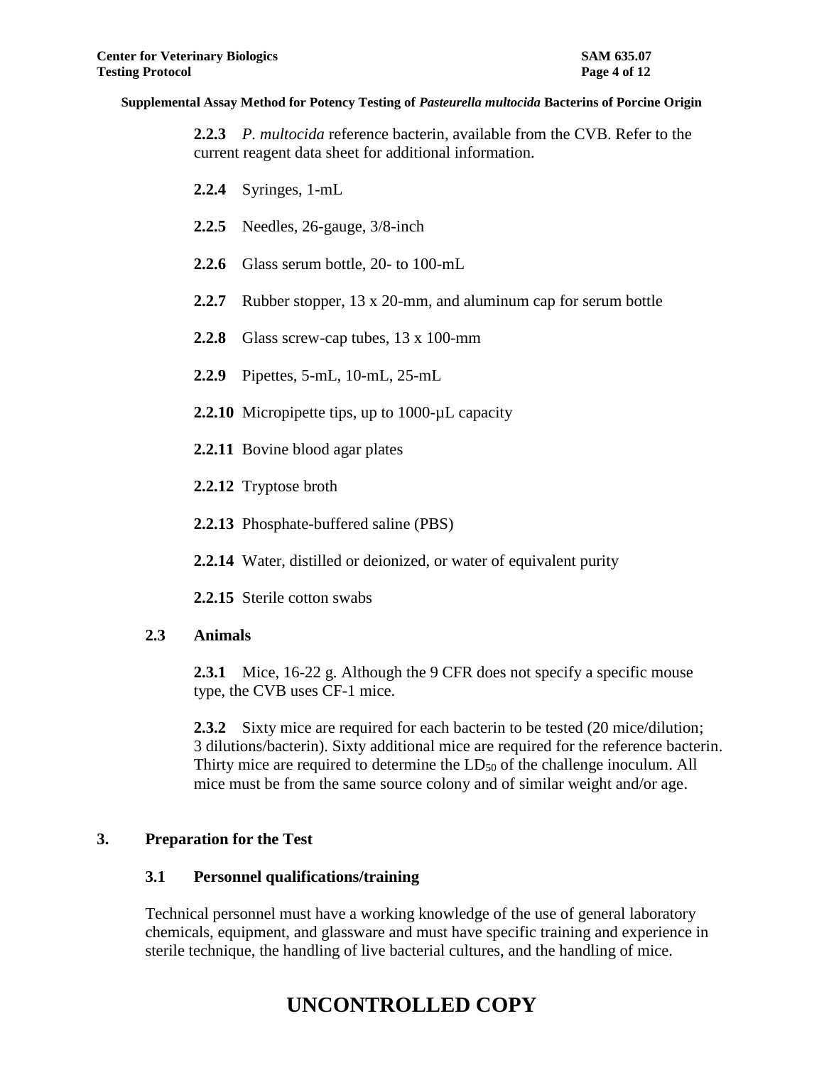**2.2.3** *P. multocida* reference bacterin, available from the CVB. Refer to the current reagent data sheet for additional information.

**2.2.4** Syringes, 1-mL

**2.2.5** Needles, 26-gauge, 3/8-inch

**2.2.6** Glass serum bottle, 20- to 100-mL

**2.2.7** Rubber stopper, 13 x 20-mm, and aluminum cap for serum bottle

**2.2.8** Glass screw-cap tubes, 13 x 100-mm

**2.2.9** Pipettes, 5-mL, 10-mL, 25-mL

**2.2.10** Micropipette tips, up to 1000-µL capacity

**2.2.11** Bovine blood agar plates

**2.2.12** Tryptose broth

**2.2.13** Phosphate-buffered saline (PBS)

**2.2.14** Water, distilled or deionized, or water of equivalent purity

**2.2.15** Sterile cotton swabs

### 2.3 Animals

**2.3.1** Mice, 16-22 g. Although the 9 CFR does not specify a specific mouse type, the CVB uses CF-1 mice.

**2.3.2** Sixty mice are required for each bacterin to be tested (20 mice/dilution; 3 dilutions/bacterin). Sixty additional mice are required for the reference bacterin. Thirty mice are required to determine the $LD_{50}$ of the challenge inoculum. All mice must be from the same source colony and of similar weight and/or age.

## 3. Preparation for the Test

### 3.1 Personnel qualifications/training

Technical personnel must have a working knowledge of the use of general laboratory chemicals, equipment, and glassware and must have specific training and experience in sterile technique, the handling of live bacterial cultures, and the handling of mice.

**UNCONTROLLED COPY**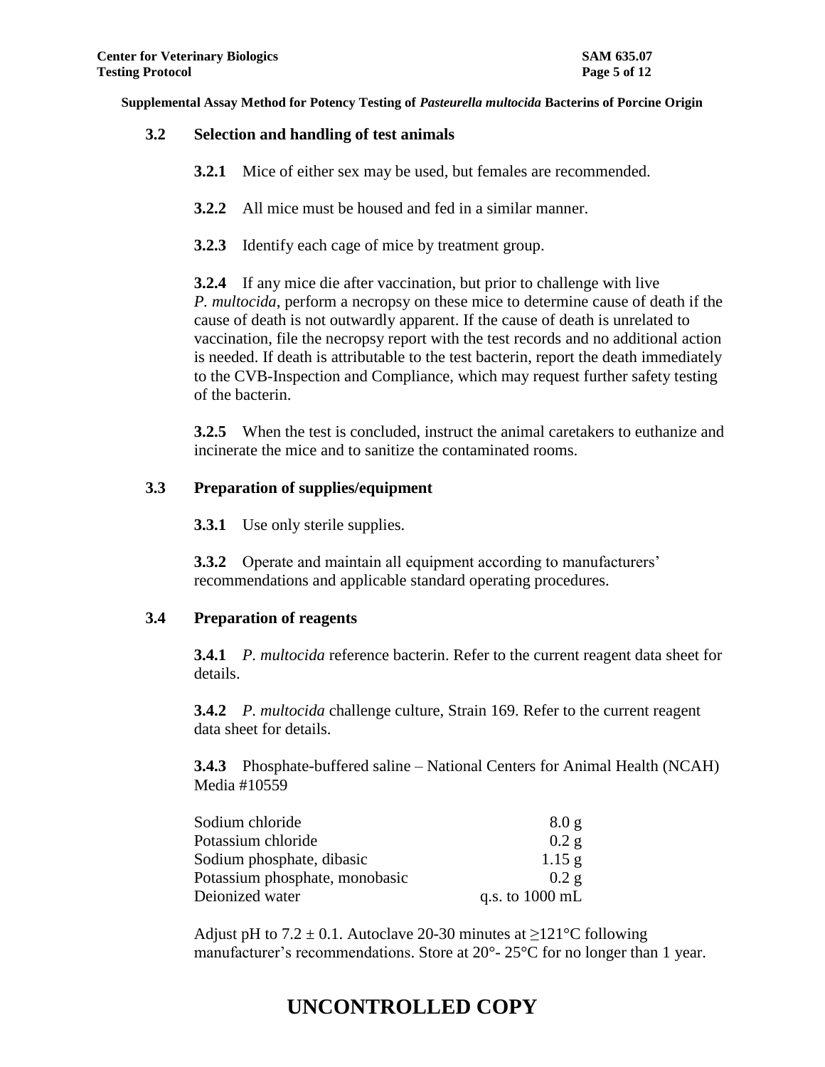### 3.2 Selection and handling of test animals

**3.2.1** Mice of either sex may be used, but females are recommended.

**3.2.2** All mice must be housed and fed in a similar manner.

**3.2.3** Identify each cage of mice by treatment group.

**3.2.4** If any mice die after vaccination, but prior to challenge with live *P. multocida*, perform a necropsy on these mice to determine cause of death if the cause of death is not outwardly apparent. If the cause of death is unrelated to vaccination, file the necropsy report with the test records and no additional action is needed. If death is attributable to the test bacterin, report the death immediately to the CVB-Inspection and Compliance, which may request further safety testing of the bacterin.

**3.2.5** When the test is concluded, instruct the animal caretakers to euthanize and incinerate the mice and to sanitize the contaminated rooms.

### 3.3 Preparation of supplies/equipment

**3.3.1** Use only sterile supplies.

**3.3.2** Operate and maintain all equipment according to manufacturers' recommendations and applicable standard operating procedures.

### 3.4 Preparation of reagents

**3.4.1** *P. multocida* reference bacterin. Refer to the current reagent data sheet for details.

**3.4.2** *P. multocida* challenge culture, Strain 169. Refer to the current reagent data sheet for details.

**3.4.3** Phosphate-buffered saline – National Centers for Animal Health (NCAH) Media #10559

| | |
|---|---|
| Sodium chloride | 8.0 g |
| Potassium chloride | 0.2 g |
| Sodium phosphate, dibasic | 1.15 g |
| Potassium phosphate, monobasic | 0.2 g |
| Deionized water | q.s. to 1000 mL |

Adjust pH to $7.2 \pm 0.1$. Autoclave 20-30 minutes at $\geq$121°C following manufacturer's recommendations. Store at 20°- 25°C for no longer than 1 year.

UNCONTROLLED COPY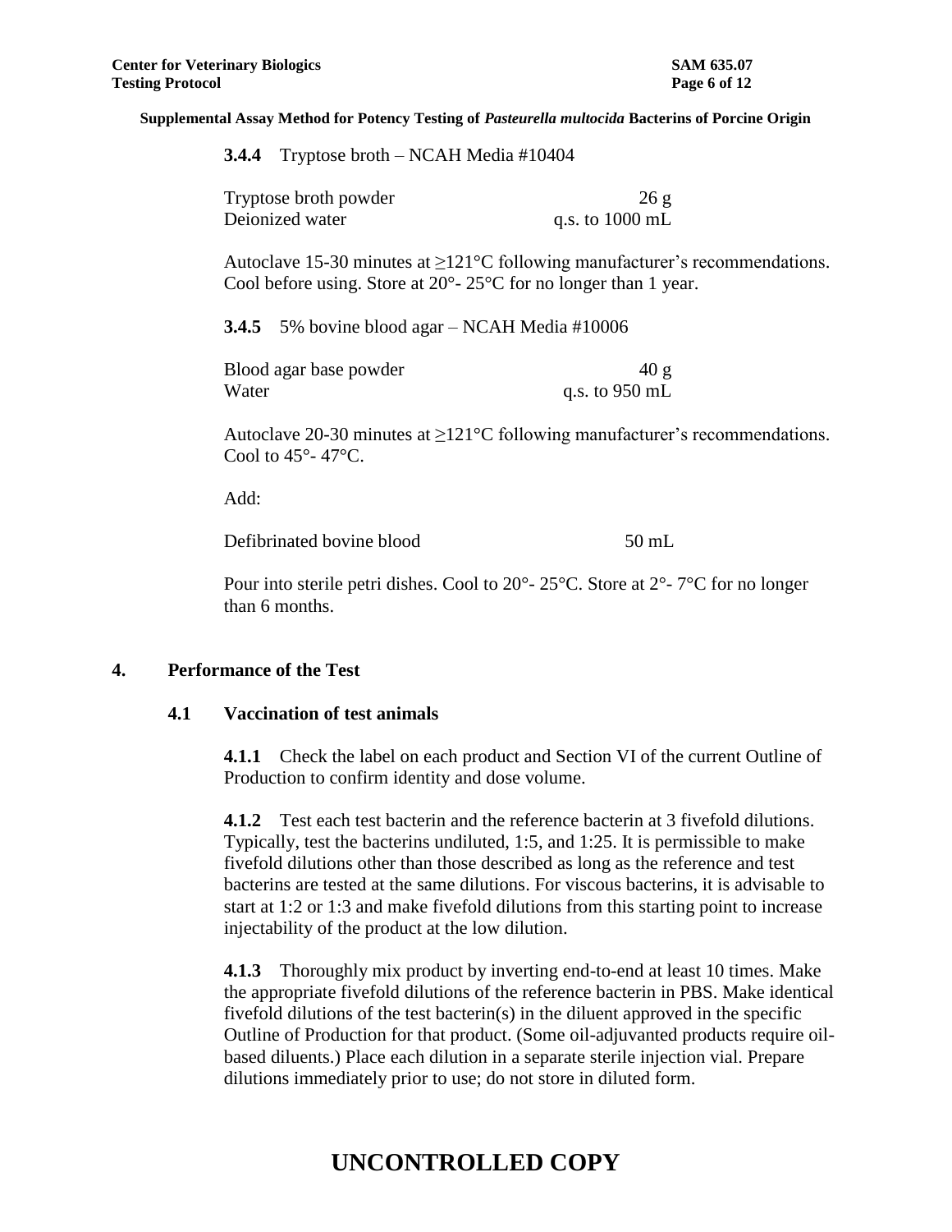**3.4.4** Tryptose broth – NCAH Media #10404

| | |
|---|---|
| Tryptose broth powder | 26 g |
| Deionized water | q.s. to 1000 mL |

Autoclave 15-30 minutes at ≥121°C following manufacturer's recommendations. Cool before using. Store at 20°- 25°C for no longer than 1 year.

**3.4.5** 5% bovine blood agar – NCAH Media #10006

| | |
|---|---|
| Blood agar base powder | 40 g |
| Water | q.s. to 950 mL |

Autoclave 20-30 minutes at ≥121°C following manufacturer's recommendations. Cool to 45°- 47°C.

Add:

| | |
|---|---|
| Defibrinated bovine blood | 50 mL |

Pour into sterile petri dishes. Cool to 20°- 25°C. Store at 2°- 7°C for no longer than 6 months.

## 4. Performance of the Test

### 4.1 Vaccination of test animals

**4.1.1** Check the label on each product and Section VI of the current Outline of Production to confirm identity and dose volume.

**4.1.2** Test each test bacterin and the reference bacterin at 3 fivefold dilutions. Typically, test the bacterins undiluted, 1:5, and 1:25. It is permissible to make fivefold dilutions other than those described as long as the reference and test bacterins are tested at the same dilutions. For viscous bacterins, it is advisable to start at 1:2 or 1:3 and make fivefold dilutions from this starting point to increase injectability of the product at the low dilution.

**4.1.3** Thoroughly mix product by inverting end-to-end at least 10 times. Make the appropriate fivefold dilutions of the reference bacterin in PBS. Make identical fivefold dilutions of the test bacterin(s) in the diluent approved in the specific Outline of Production for that product. (Some oil-adjuvanted products require oil-based diluents.) Place each dilution in a separate sterile injection vial. Prepare dilutions immediately prior to use; do not store in diluted form.

**UNCONTROLLED COPY**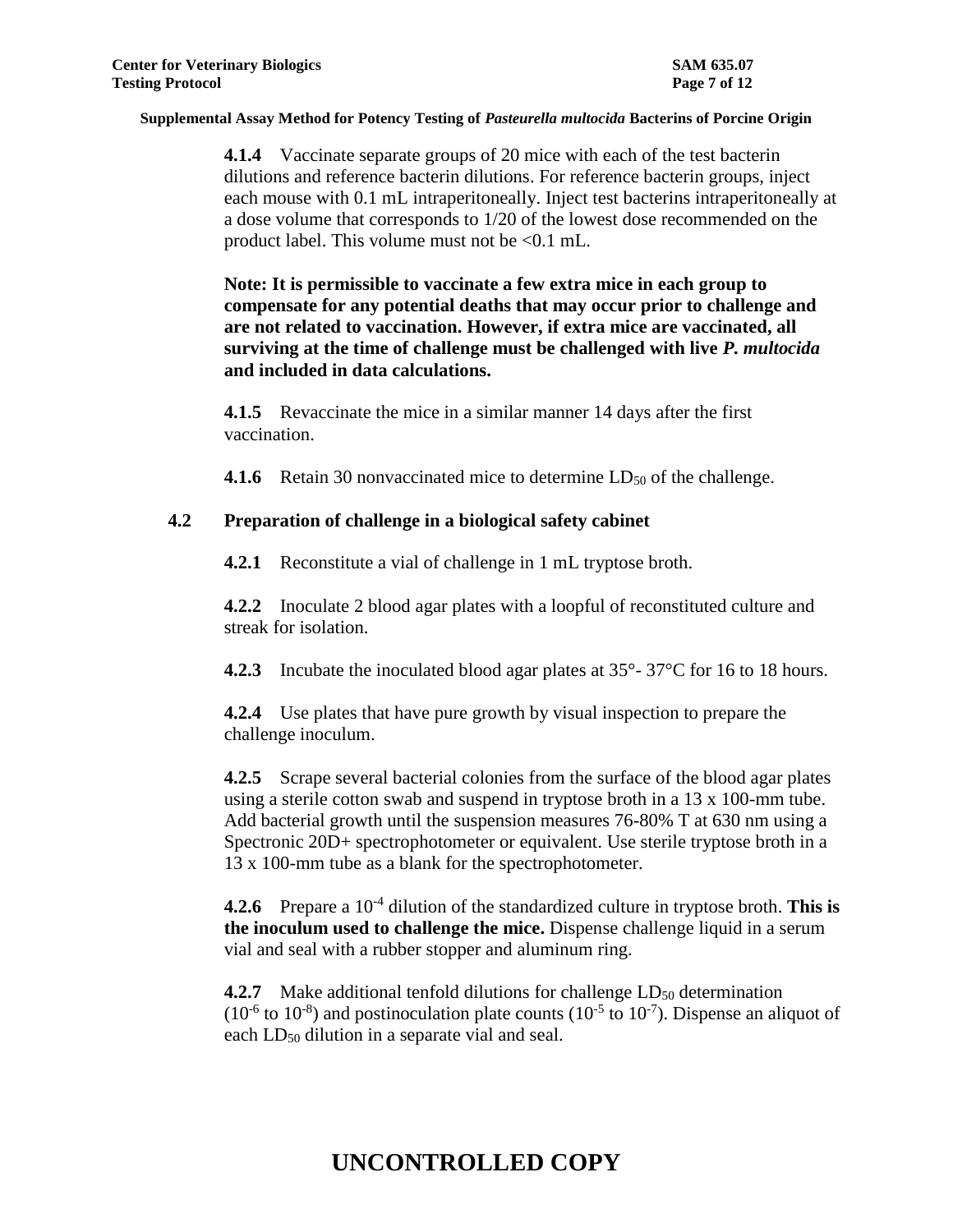**4.1.4** Vaccinate separate groups of 20 mice with each of the test bacterin dilutions and reference bacterin dilutions. For reference bacterin groups, inject each mouse with 0.1 mL intraperitoneally. Inject test bacterins intraperitoneally at a dose volume that corresponds to 1/20 of the lowest dose recommended on the product label. This volume must not be <0.1 mL.

**Note: It is permissible to vaccinate a few extra mice in each group to compensate for any potential deaths that may occur prior to challenge and are not related to vaccination. However, if extra mice are vaccinated, all surviving at the time of challenge must be challenged with live *P. multocida* and included in data calculations.**

**4.1.5** Revaccinate the mice in a similar manner 14 days after the first vaccination.

**4.1.6** Retain 30 nonvaccinated mice to determine $LD_{50}$ of the challenge.

## 4.2 Preparation of challenge in a biological safety cabinet

**4.2.1** Reconstitute a vial of challenge in 1 mL tryptose broth.

**4.2.2** Inoculate 2 blood agar plates with a loopful of reconstituted culture and streak for isolation.

**4.2.3** Incubate the inoculated blood agar plates at 35°- 37°C for 16 to 18 hours.

**4.2.4** Use plates that have pure growth by visual inspection to prepare the challenge inoculum.

**4.2.5** Scrape several bacterial colonies from the surface of the blood agar plates using a sterile cotton swab and suspend in tryptose broth in a 13 x 100-mm tube. Add bacterial growth until the suspension measures 76-80% T at 630 nm using a Spectronic 20D+ spectrophotometer or equivalent. Use sterile tryptose broth in a 13 x 100-mm tube as a blank for the spectrophotometer.

**4.2.6** Prepare a $10^{-4}$ dilution of the standardized culture in tryptose broth. **This is the inoculum used to challenge the mice.** Dispense challenge liquid in a serum vial and seal with a rubber stopper and aluminum ring.

**4.2.7** Make additional tenfold dilutions for challenge $LD_{50}$ determination ($10^{-6}$ to $10^{-8}$) and postinoculation plate counts ($10^{-5}$ to $10^{-7}$). Dispense an aliquot of each $LD_{50}$ dilution in a separate vial and seal.

# UNCONTROLLED COPY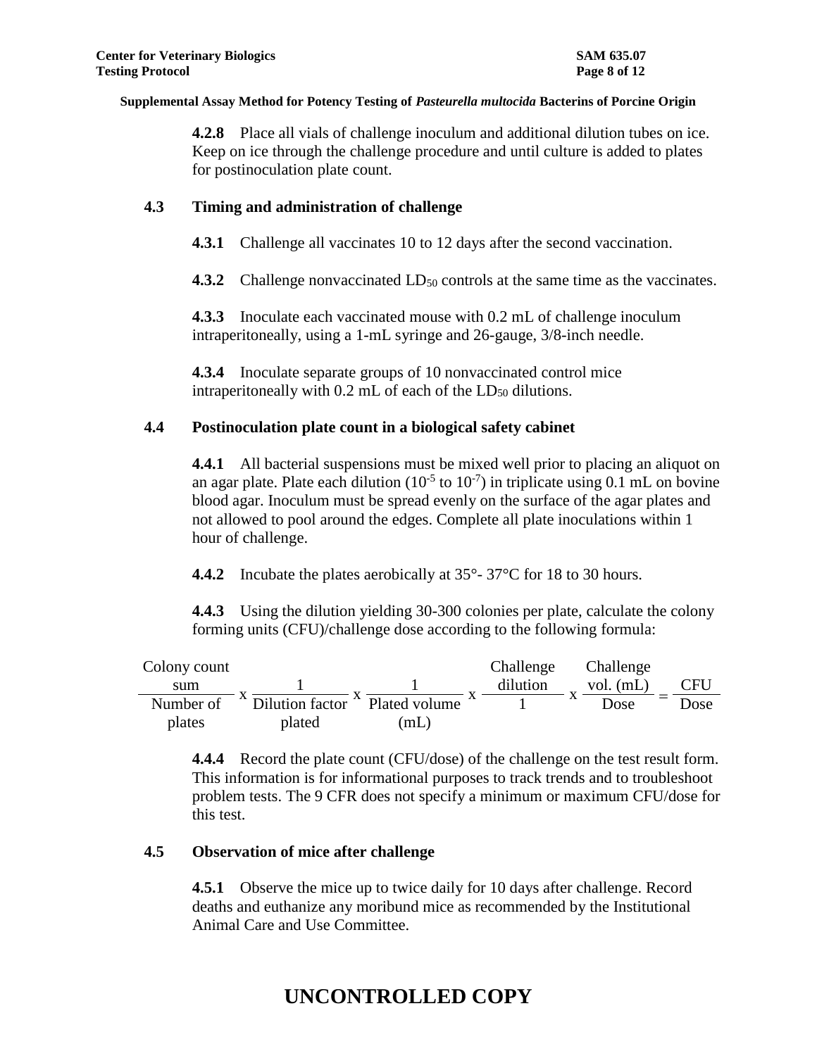**4.2.8** Place all vials of challenge inoculum and additional dilution tubes on ice. Keep on ice through the challenge procedure and until culture is added to plates for postinoculation plate count.

## 4.3 Timing and administration of challenge

**4.3.1** Challenge all vaccinates 10 to 12 days after the second vaccination.

**4.3.2** Challenge nonvaccinated $LD_{50}$ controls at the same time as the vaccinates.

**4.3.3** Inoculate each vaccinated mouse with 0.2 mL of challenge inoculum intraperitoneally, using a 1-mL syringe and 26-gauge, 3/8-inch needle.

**4.3.4** Inoculate separate groups of 10 nonvaccinated control mice intraperitoneally with 0.2 mL of each of the $LD_{50}$ dilutions.

## 4.4 Postinoculation plate count in a biological safety cabinet

**4.4.1** All bacterial suspensions must be mixed well prior to placing an aliquot on an agar plate. Plate each dilution ($10^{-5}$ to $10^{-7}$) in triplicate using 0.1 mL on bovine blood agar. Inoculum must be spread evenly on the surface of the agar plates and not allowed to pool around the edges. Complete all plate inoculations within 1 hour of challenge.

**4.4.2** Incubate the plates aerobically at 35°- 37°C for 18 to 30 hours.

**4.4.3** Using the dilution yielding 30-300 colonies per plate, calculate the colony forming units (CFU)/challenge dose according to the following formula:

$$\frac{\text{Colony count sum}}{\text{Number of plates}} \times \frac{1}{\text{Dilution factor plated}} \times \frac{1}{\text{Plated volume (mL)}} \times \frac{\text{Challenge dilution}}{1} \times \frac{\text{Challenge vol. (mL)}}{\text{Dose}} = \frac{\text{CFU}}{\text{Dose}}$$

**4.4.4** Record the plate count (CFU/dose) of the challenge on the test result form. This information is for informational purposes to track trends and to troubleshoot problem tests. The 9 CFR does not specify a minimum or maximum CFU/dose for this test.

## 4.5 Observation of mice after challenge

**4.5.1** Observe the mice up to twice daily for 10 days after challenge. Record deaths and euthanize any moribund mice as recommended by the Institutional Animal Care and Use Committee.

UNCONTROLLED COPY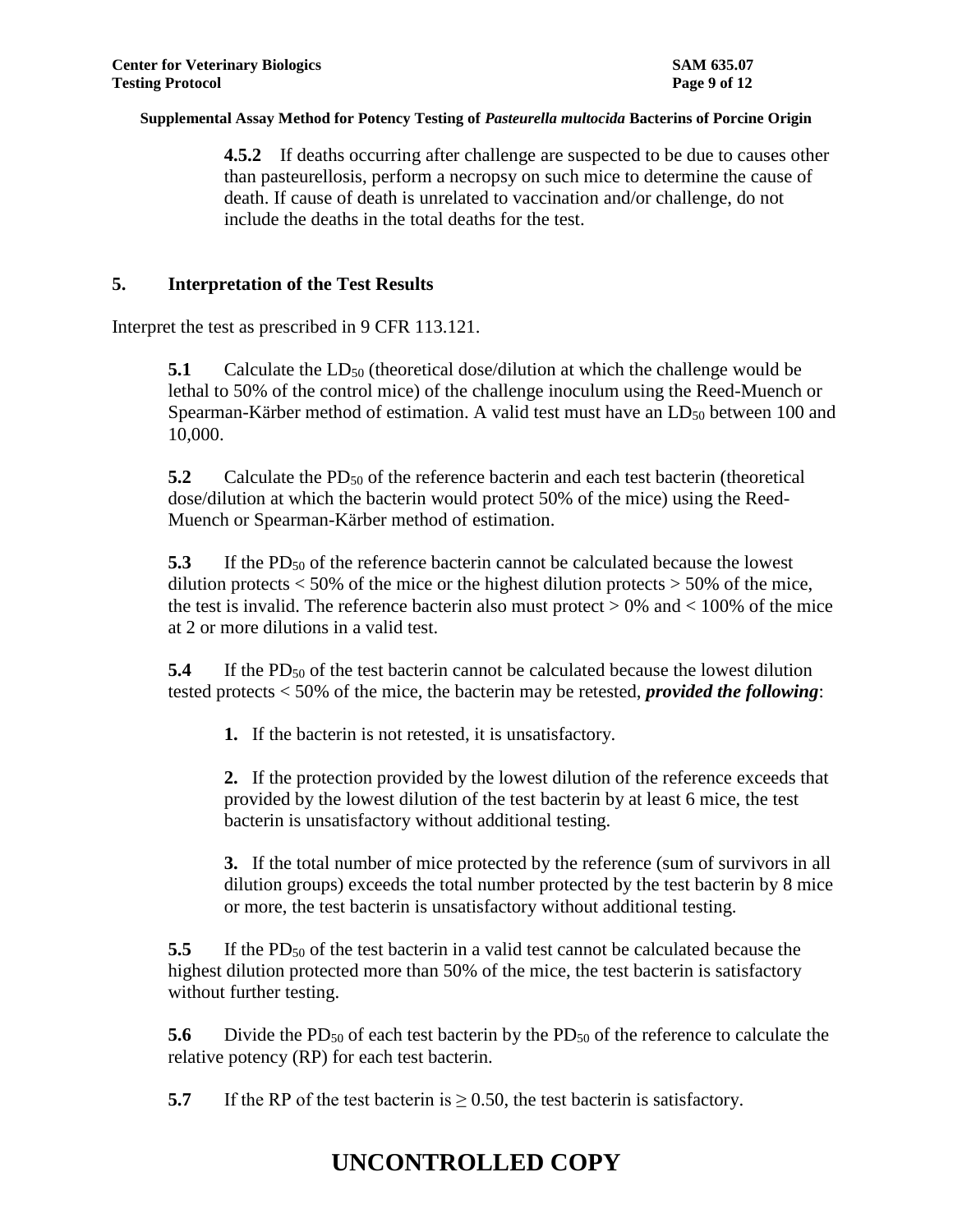**4.5.2** If deaths occurring after challenge are suspected to be due to causes other than pasteurellosis, perform a necropsy on such mice to determine the cause of death. If cause of death is unrelated to vaccination and/or challenge, do not include the deaths in the total deaths for the test.

## 5. Interpretation of the Test Results

Interpret the test as prescribed in 9 CFR 113.121.

**5.1** Calculate the $LD_{50}$ (theoretical dose/dilution at which the challenge would be lethal to 50% of the control mice) of the challenge inoculum using the Reed-Muench or Spearman-Kärber method of estimation. A valid test must have an $LD_{50}$ between 100 and 10,000.

**5.2** Calculate the $PD_{50}$ of the reference bacterin and each test bacterin (theoretical dose/dilution at which the bacterin would protect 50% of the mice) using the Reed-Muench or Spearman-Kärber method of estimation.

**5.3** If the $PD_{50}$ of the reference bacterin cannot be calculated because the lowest dilution protects < 50% of the mice or the highest dilution protects > 50% of the mice, the test is invalid. The reference bacterin also must protect > 0% and < 100% of the mice at 2 or more dilutions in a valid test.

**5.4** If the $PD_{50}$ of the test bacterin cannot be calculated because the lowest dilution tested protects < 50% of the mice, the bacterin may be retested, ***provided the following***:

**1.** If the bacterin is not retested, it is unsatisfactory.

**2.** If the protection provided by the lowest dilution of the reference exceeds that provided by the lowest dilution of the test bacterin by at least 6 mice, the test bacterin is unsatisfactory without additional testing.

**3.** If the total number of mice protected by the reference (sum of survivors in all dilution groups) exceeds the total number protected by the test bacterin by 8 mice or more, the test bacterin is unsatisfactory without additional testing.

**5.5** If the $PD_{50}$ of the test bacterin in a valid test cannot be calculated because the highest dilution protected more than 50% of the mice, the test bacterin is satisfactory without further testing.

**5.6** Divide the $PD_{50}$ of each test bacterin by the $PD_{50}$ of the reference to calculate the relative potency (RP) for each test bacterin.

**5.7** If the RP of the test bacterin is ≥ 0.50, the test bacterin is satisfactory.

# UNCONTROLLED COPY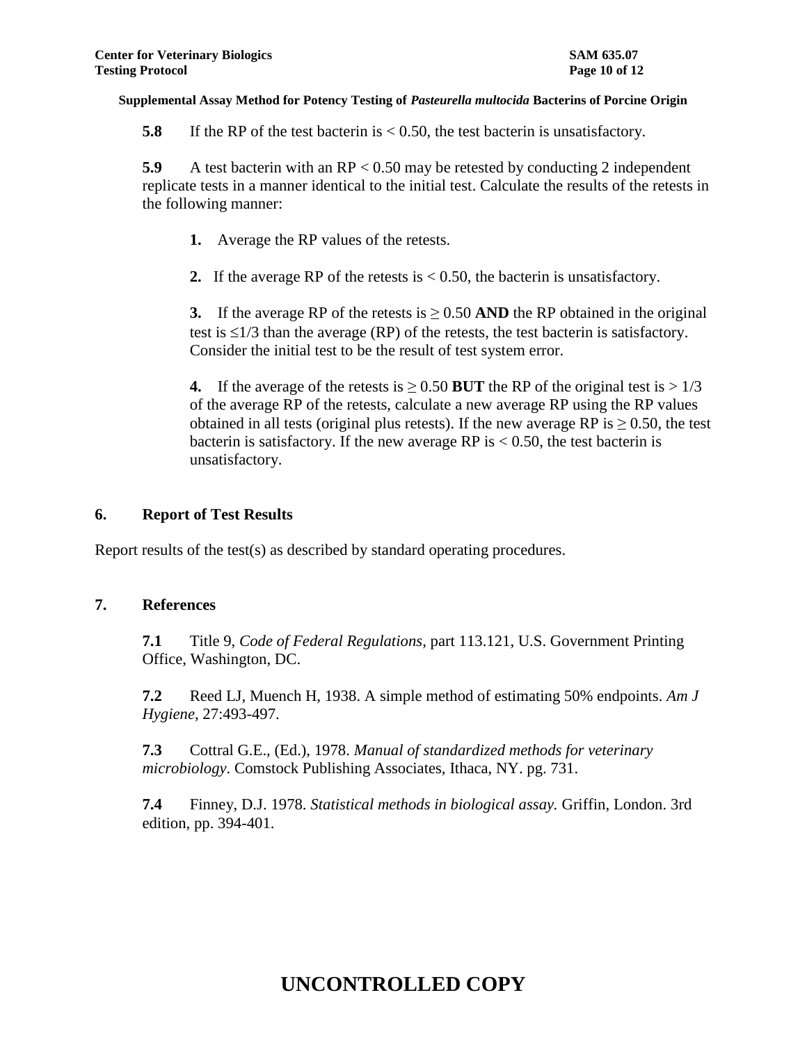**5.8** If the RP of the test bacterin is < 0.50, the test bacterin is unsatisfactory.

**5.9** A test bacterin with an RP < 0.50 may be retested by conducting 2 independent replicate tests in a manner identical to the initial test. Calculate the results of the retests in the following manner:

> **1.** Average the RP values of the retests.
>
> **2.** If the average RP of the retests is < 0.50, the bacterin is unsatisfactory.
>
> **3.** If the average RP of the retests is ≥ 0.50 **AND** the RP obtained in the original test is ≤1/3 than the average (RP) of the retests, the test bacterin is satisfactory. Consider the initial test to be the result of test system error.
>
> **4.** If the average of the retests is ≥ 0.50 **BUT** the RP of the original test is > 1/3 of the average RP of the retests, calculate a new average RP using the RP values obtained in all tests (original plus retests). If the new average RP is ≥ 0.50, the test bacterin is satisfactory. If the new average RP is < 0.50, the test bacterin is unsatisfactory.

## 6. Report of Test Results

Report results of the test(s) as described by standard operating procedures.

## 7. References

**7.1** Title 9, *Code of Federal Regulations*, part 113.121, U.S. Government Printing Office, Washington, DC.

**7.2** Reed LJ, Muench H, 1938. A simple method of estimating 50% endpoints. *Am J Hygiene*, 27:493-497.

**7.3** Cottral G.E., (Ed.), 1978. *Manual of standardized methods for veterinary microbiology*. Comstock Publishing Associates, Ithaca, NY. pg. 731.

**7.4** Finney, D.J. 1978. *Statistical methods in biological assay.* Griffin, London. 3rd edition, pp. 394-401.

**UNCONTROLLED COPY**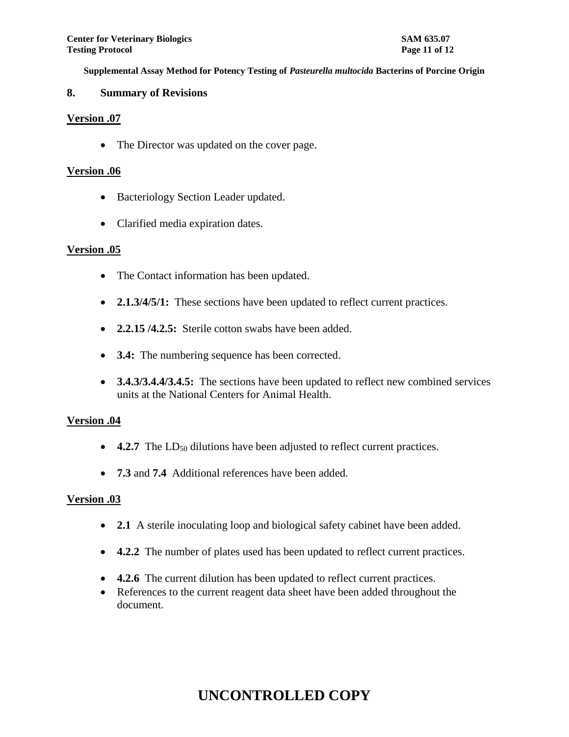## 8. Summary of Revisions

**Version .07**

- The Director was updated on the cover page.

**Version .06**

- Bacteriology Section Leader updated.
- Clarified media expiration dates.

**Version .05**

- The Contact information has been updated.
- **2.1.3/4/5/1:** These sections have been updated to reflect current practices.
- **2.2.15 /4.2.5:** Sterile cotton swabs have been added.
- **3.4:** The numbering sequence has been corrected.
- **3.4.3/3.4.4/3.4.5:** The sections have been updated to reflect new combined services units at the National Centers for Animal Health.

**Version .04**

- **4.2.7** The $LD_{50}$ dilutions have been adjusted to reflect current practices.
- **7.3** and **7.4** Additional references have been added.

**Version .03**

- **2.1** A sterile inoculating loop and biological safety cabinet have been added.
- **4.2.2** The number of plates used has been updated to reflect current practices.
- **4.2.6** The current dilution has been updated to reflect current practices.
- References to the current reagent data sheet have been added throughout the document.

# UNCONTROLLED COPY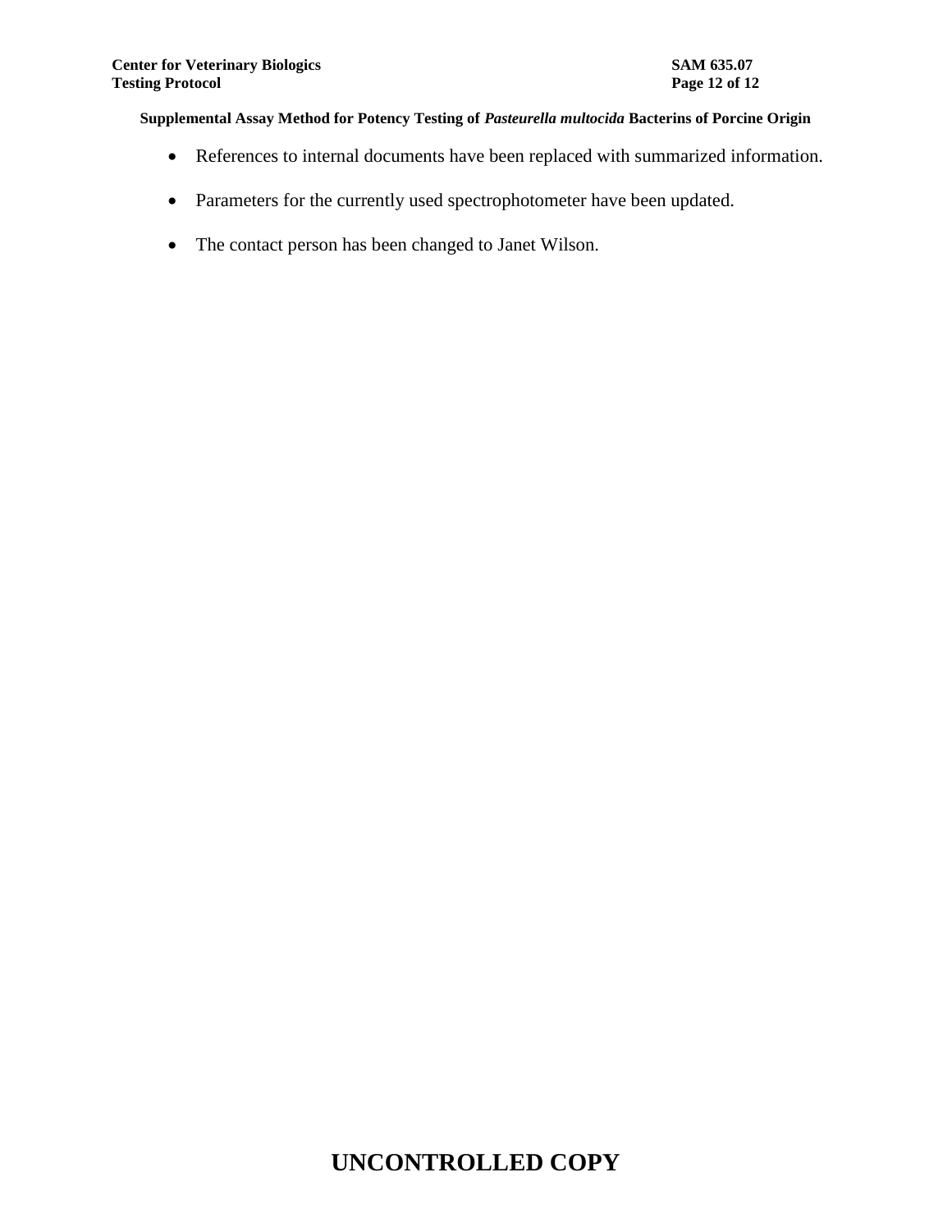- References to internal documents have been replaced with summarized information.
- Parameters for the currently used spectrophotometer have been updated.
- The contact person has been changed to Janet Wilson.

**UNCONTROLLED COPY**